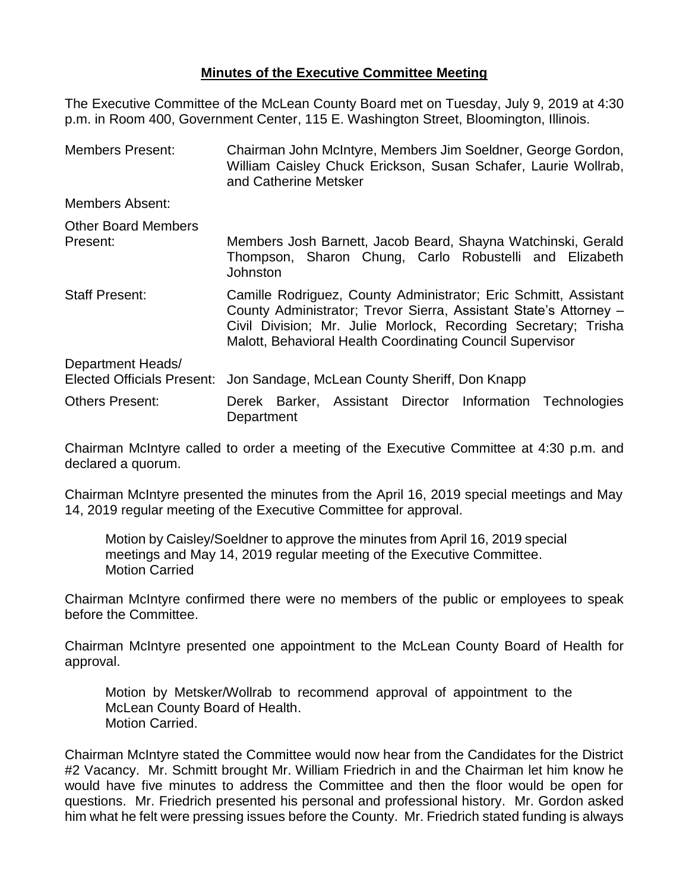**Minutes of the Executive Committee Meeting**

The Executive Committee of the McLean County Board met on Tuesday, July 9, 2019 at 4:30 p.m. in Room 400, Government Center, 115 E. Washington Street, Bloomington, Illinois.

| | |
|---|---|
| Members Present: | Chairman John McIntyre, Members Jim Soeldner, George Gordon, William Caisley Chuck Erickson, Susan Schafer, Laurie Wollrab, and Catherine Metsker |
| Members Absent: | |
| Other Board Members Present: | Members Josh Barnett, Jacob Beard, Shayna Watchinski, Gerald Thompson, Sharon Chung, Carlo Robustelli and Elizabeth Johnston |
| Staff Present: | Camille Rodriguez, County Administrator; Eric Schmitt, Assistant County Administrator; Trevor Sierra, Assistant State's Attorney – Civil Division; Mr. Julie Morlock, Recording Secretary; Trisha Malott, Behavioral Health Coordinating Council Supervisor |
| Department Heads/ Elected Officials Present: | Jon Sandage, McLean County Sheriff, Don Knapp |
| Others Present: | Derek Barker, Assistant Director Information Technologies Department |

Chairman McIntyre called to order a meeting of the Executive Committee at 4:30 p.m. and declared a quorum.

Chairman McIntyre presented the minutes from the April 16, 2019 special meetings and May 14, 2019 regular meeting of the Executive Committee for approval.

> Motion by Caisley/Soeldner to approve the minutes from April 16, 2019 special meetings and May 14, 2019 regular meeting of the Executive Committee.
> Motion Carried

Chairman McIntyre confirmed there were no members of the public or employees to speak before the Committee.

Chairman McIntyre presented one appointment to the McLean County Board of Health for approval.

> Motion by Metsker/Wollrab to recommend approval of appointment to the McLean County Board of Health.
> Motion Carried.

Chairman McIntyre stated the Committee would now hear from the Candidates for the District #2 Vacancy. Mr. Schmitt brought Mr. William Friedrich in and the Chairman let him know he would have five minutes to address the Committee and then the floor would be open for questions. Mr. Friedrich presented his personal and professional history. Mr. Gordon asked him what he felt were pressing issues before the County. Mr. Friedrich stated funding is always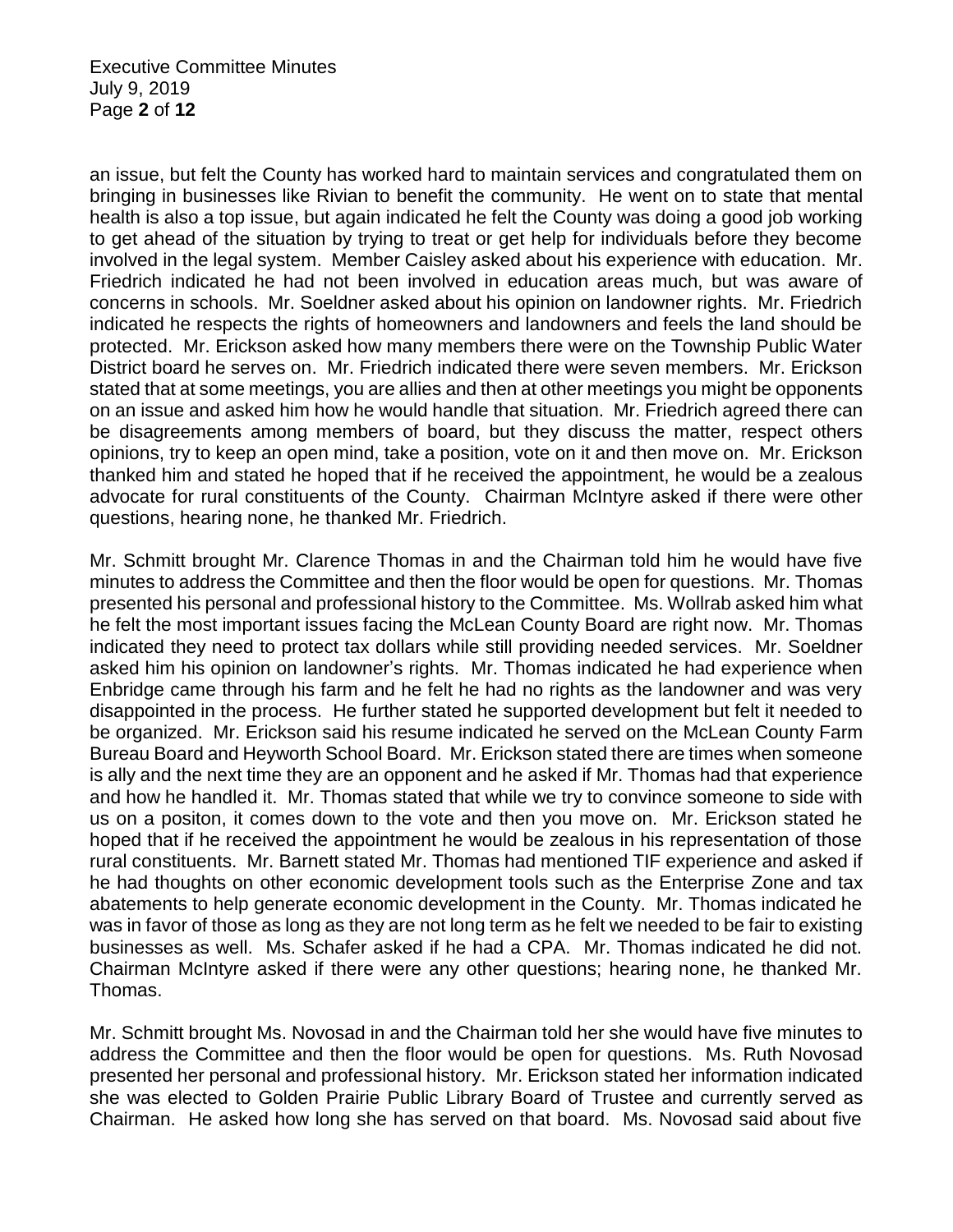an issue, but felt the County has worked hard to maintain services and congratulated them on bringing in businesses like Rivian to benefit the community. He went on to state that mental health is also a top issue, but again indicated he felt the County was doing a good job working to get ahead of the situation by trying to treat or get help for individuals before they become involved in the legal system. Member Caisley asked about his experience with education. Mr. Friedrich indicated he had not been involved in education areas much, but was aware of concerns in schools. Mr. Soeldner asked about his opinion on landowner rights. Mr. Friedrich indicated he respects the rights of homeowners and landowners and feels the land should be protected. Mr. Erickson asked how many members there were on the Township Public Water District board he serves on. Mr. Friedrich indicated there were seven members. Mr. Erickson stated that at some meetings, you are allies and then at other meetings you might be opponents on an issue and asked him how he would handle that situation. Mr. Friedrich agreed there can be disagreements among members of board, but they discuss the matter, respect others opinions, try to keep an open mind, take a position, vote on it and then move on. Mr. Erickson thanked him and stated he hoped that if he received the appointment, he would be a zealous advocate for rural constituents of the County. Chairman McIntyre asked if there were other questions, hearing none, he thanked Mr. Friedrich.

Mr. Schmitt brought Mr. Clarence Thomas in and the Chairman told him he would have five minutes to address the Committee and then the floor would be open for questions. Mr. Thomas presented his personal and professional history to the Committee. Ms. Wollrab asked him what he felt the most important issues facing the McLean County Board are right now. Mr. Thomas indicated they need to protect tax dollars while still providing needed services. Mr. Soeldner asked him his opinion on landowner's rights. Mr. Thomas indicated he had experience when Enbridge came through his farm and he felt he had no rights as the landowner and was very disappointed in the process. He further stated he supported development but felt it needed to be organized. Mr. Erickson said his resume indicated he served on the McLean County Farm Bureau Board and Heyworth School Board. Mr. Erickson stated there are times when someone is ally and the next time they are an opponent and he asked if Mr. Thomas had that experience and how he handled it. Mr. Thomas stated that while we try to convince someone to side with us on a positon, it comes down to the vote and then you move on. Mr. Erickson stated he hoped that if he received the appointment he would be zealous in his representation of those rural constituents. Mr. Barnett stated Mr. Thomas had mentioned TIF experience and asked if he had thoughts on other economic development tools such as the Enterprise Zone and tax abatements to help generate economic development in the County. Mr. Thomas indicated he was in favor of those as long as they are not long term as he felt we needed to be fair to existing businesses as well. Ms. Schafer asked if he had a CPA. Mr. Thomas indicated he did not. Chairman McIntyre asked if there were any other questions; hearing none, he thanked Mr. Thomas.

Mr. Schmitt brought Ms. Novosad in and the Chairman told her she would have five minutes to address the Committee and then the floor would be open for questions. Ms. Ruth Novosad presented her personal and professional history. Mr. Erickson stated her information indicated she was elected to Golden Prairie Public Library Board of Trustee and currently served as Chairman. He asked how long she has served on that board. Ms. Novosad said about five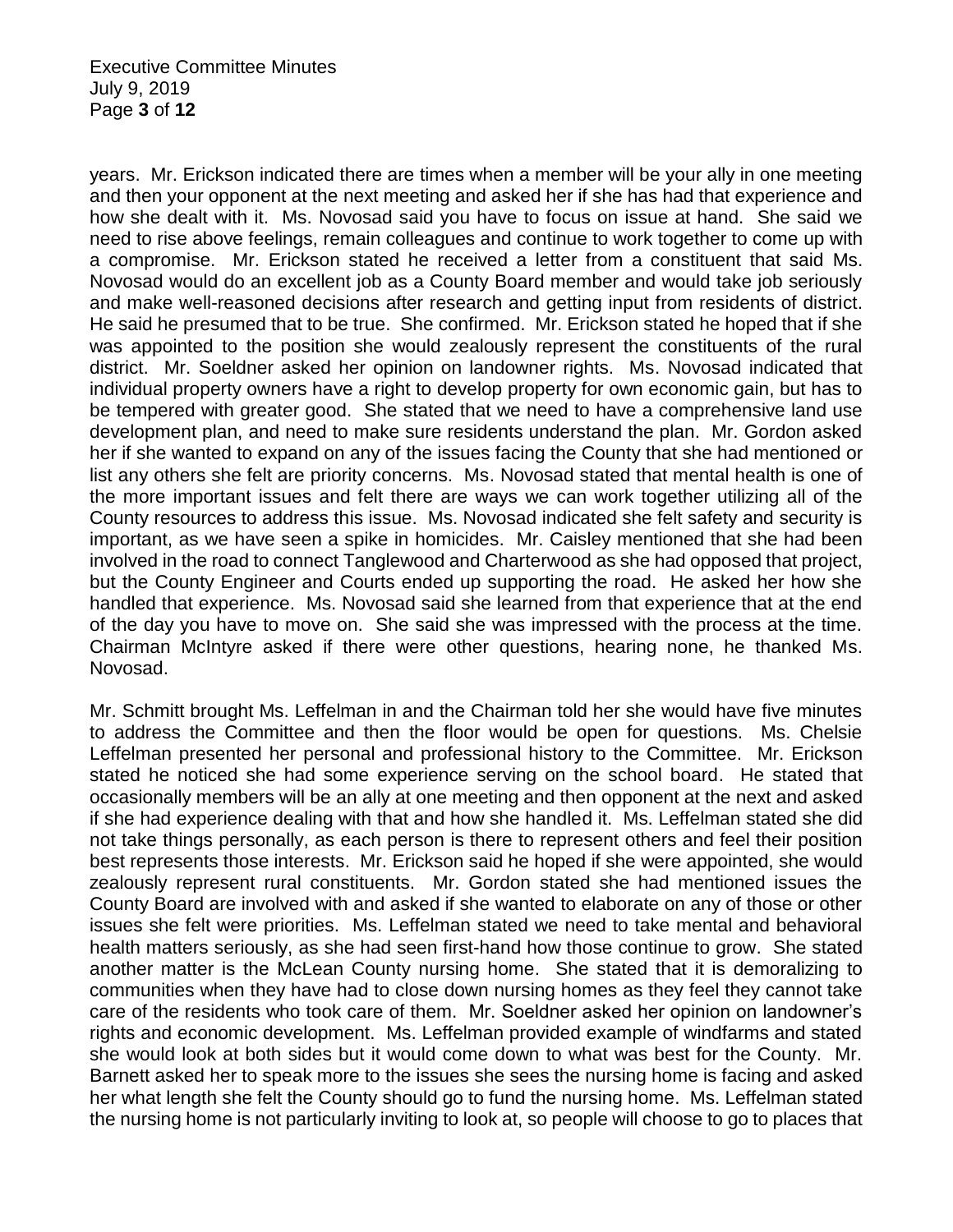years. Mr. Erickson indicated there are times when a member will be your ally in one meeting and then your opponent at the next meeting and asked her if she has had that experience and how she dealt with it. Ms. Novosad said you have to focus on issue at hand. She said we need to rise above feelings, remain colleagues and continue to work together to come up with a compromise. Mr. Erickson stated he received a letter from a constituent that said Ms. Novosad would do an excellent job as a County Board member and would take job seriously and make well-reasoned decisions after research and getting input from residents of district. He said he presumed that to be true. She confirmed. Mr. Erickson stated he hoped that if she was appointed to the position she would zealously represent the constituents of the rural district. Mr. Soeldner asked her opinion on landowner rights. Ms. Novosad indicated that individual property owners have a right to develop property for own economic gain, but has to be tempered with greater good. She stated that we need to have a comprehensive land use development plan, and need to make sure residents understand the plan. Mr. Gordon asked her if she wanted to expand on any of the issues facing the County that she had mentioned or list any others she felt are priority concerns. Ms. Novosad stated that mental health is one of the more important issues and felt there are ways we can work together utilizing all of the County resources to address this issue. Ms. Novosad indicated she felt safety and security is important, as we have seen a spike in homicides. Mr. Caisley mentioned that she had been involved in the road to connect Tanglewood and Charterwood as she had opposed that project, but the County Engineer and Courts ended up supporting the road. He asked her how she handled that experience. Ms. Novosad said she learned from that experience that at the end of the day you have to move on. She said she was impressed with the process at the time. Chairman McIntyre asked if there were other questions, hearing none, he thanked Ms. Novosad.

Mr. Schmitt brought Ms. Leffelman in and the Chairman told her she would have five minutes to address the Committee and then the floor would be open for questions. Ms. Chelsie Leffelman presented her personal and professional history to the Committee. Mr. Erickson stated he noticed she had some experience serving on the school board. He stated that occasionally members will be an ally at one meeting and then opponent at the next and asked if she had experience dealing with that and how she handled it. Ms. Leffelman stated she did not take things personally, as each person is there to represent others and feel their position best represents those interests. Mr. Erickson said he hoped if she were appointed, she would zealously represent rural constituents. Mr. Gordon stated she had mentioned issues the County Board are involved with and asked if she wanted to elaborate on any of those or other issues she felt were priorities. Ms. Leffelman stated we need to take mental and behavioral health matters seriously, as she had seen first-hand how those continue to grow. She stated another matter is the McLean County nursing home. She stated that it is demoralizing to communities when they have had to close down nursing homes as they feel they cannot take care of the residents who took care of them. Mr. Soeldner asked her opinion on landowner's rights and economic development. Ms. Leffelman provided example of windfarms and stated she would look at both sides but it would come down to what was best for the County. Mr. Barnett asked her to speak more to the issues she sees the nursing home is facing and asked her what length she felt the County should go to fund the nursing home. Ms. Leffelman stated the nursing home is not particularly inviting to look at, so people will choose to go to places that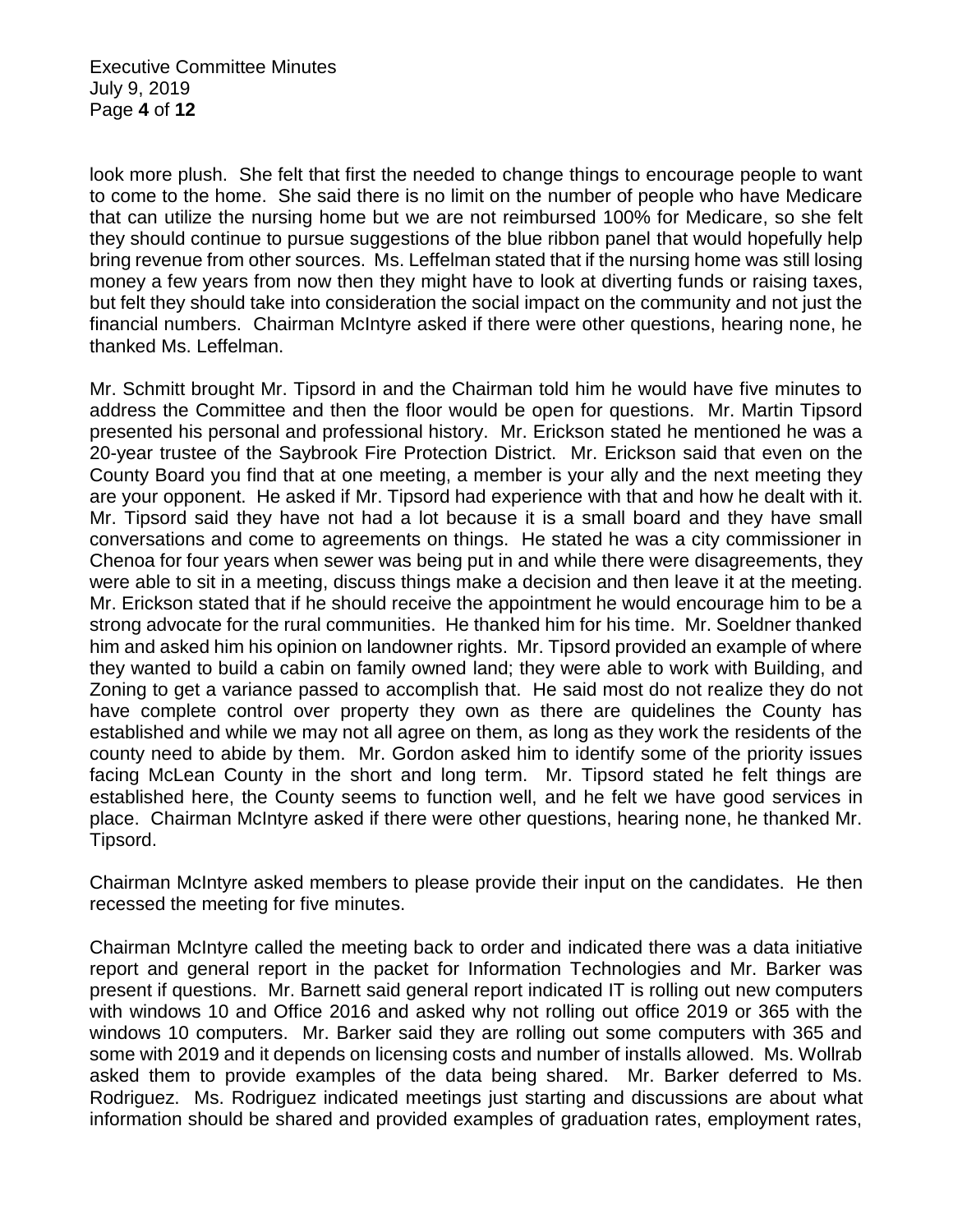look more plush. She felt that first the needed to change things to encourage people to want to come to the home. She said there is no limit on the number of people who have Medicare that can utilize the nursing home but we are not reimbursed 100% for Medicare, so she felt they should continue to pursue suggestions of the blue ribbon panel that would hopefully help bring revenue from other sources. Ms. Leffelman stated that if the nursing home was still losing money a few years from now then they might have to look at diverting funds or raising taxes, but felt they should take into consideration the social impact on the community and not just the financial numbers. Chairman McIntyre asked if there were other questions, hearing none, he thanked Ms. Leffelman.

Mr. Schmitt brought Mr. Tipsord in and the Chairman told him he would have five minutes to address the Committee and then the floor would be open for questions. Mr. Martin Tipsord presented his personal and professional history. Mr. Erickson stated he mentioned he was a 20-year trustee of the Saybrook Fire Protection District. Mr. Erickson said that even on the County Board you find that at one meeting, a member is your ally and the next meeting they are your opponent. He asked if Mr. Tipsord had experience with that and how he dealt with it. Mr. Tipsord said they have not had a lot because it is a small board and they have small conversations and come to agreements on things. He stated he was a city commissioner in Chenoa for four years when sewer was being put in and while there were disagreements, they were able to sit in a meeting, discuss things make a decision and then leave it at the meeting. Mr. Erickson stated that if he should receive the appointment he would encourage him to be a strong advocate for the rural communities. He thanked him for his time. Mr. Soeldner thanked him and asked him his opinion on landowner rights. Mr. Tipsord provided an example of where they wanted to build a cabin on family owned land; they were able to work with Building, and Zoning to get a variance passed to accomplish that. He said most do not realize they do not have complete control over property they own as there are guidelines the County has established and while we may not all agree on them, as long as they work the residents of the county need to abide by them. Mr. Gordon asked him to identify some of the priority issues facing McLean County in the short and long term. Mr. Tipsord stated he felt things are established here, the County seems to function well, and he felt we have good services in place. Chairman McIntyre asked if there were other questions, hearing none, he thanked Mr. Tipsord.

Chairman McIntyre asked members to please provide their input on the candidates. He then recessed the meeting for five minutes.

Chairman McIntyre called the meeting back to order and indicated there was a data initiative report and general report in the packet for Information Technologies and Mr. Barker was present if questions. Mr. Barnett said general report indicated IT is rolling out new computers with windows 10 and Office 2016 and asked why not rolling out office 2019 or 365 with the windows 10 computers. Mr. Barker said they are rolling out some computers with 365 and some with 2019 and it depends on licensing costs and number of installs allowed. Ms. Wollrab asked them to provide examples of the data being shared. Mr. Barker deferred to Ms. Rodriguez. Ms. Rodriguez indicated meetings just starting and discussions are about what information should be shared and provided examples of graduation rates, employment rates,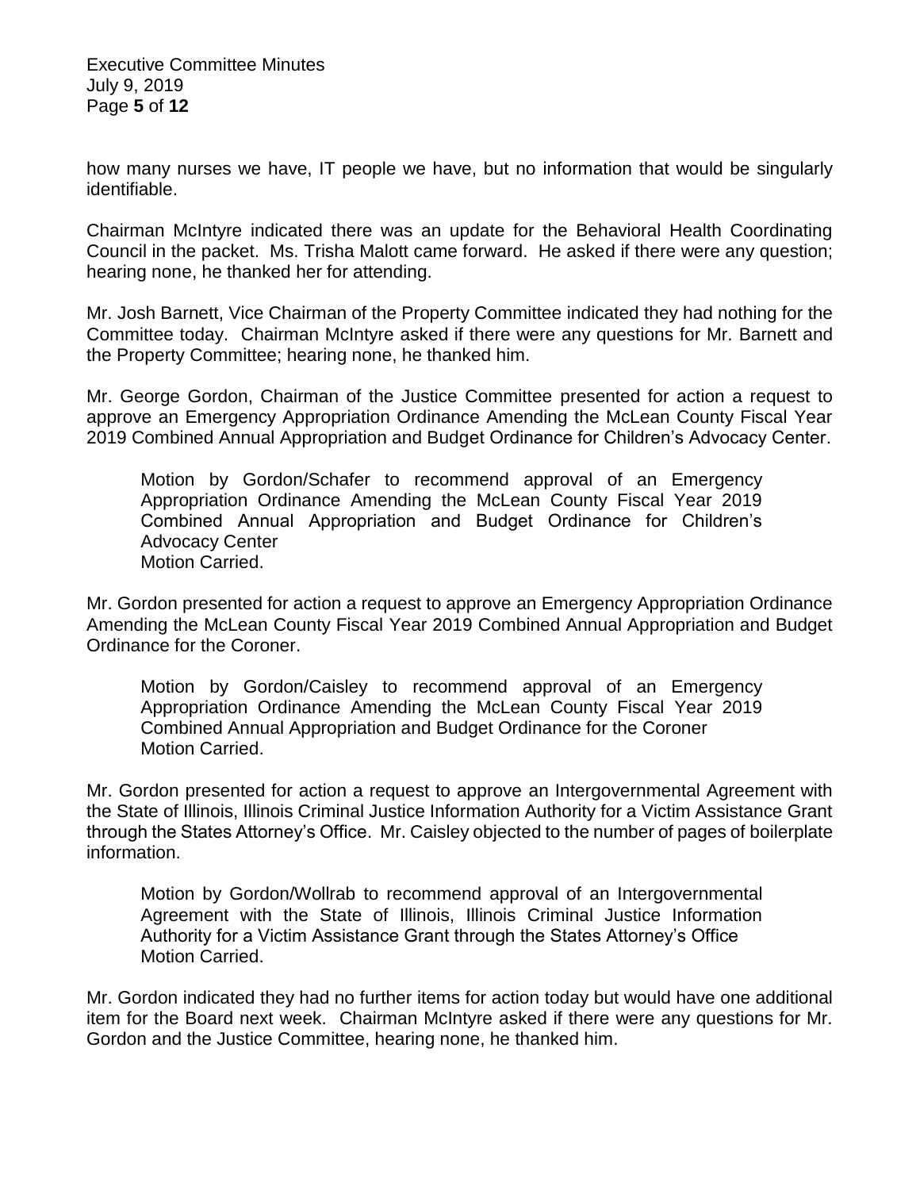how many nurses we have, IT people we have, but no information that would be singularly identifiable.

Chairman McIntyre indicated there was an update for the Behavioral Health Coordinating Council in the packet. Ms. Trisha Malott came forward. He asked if there were any question; hearing none, he thanked her for attending.

Mr. Josh Barnett, Vice Chairman of the Property Committee indicated they had nothing for the Committee today. Chairman McIntyre asked if there were any questions for Mr. Barnett and the Property Committee; hearing none, he thanked him.

Mr. George Gordon, Chairman of the Justice Committee presented for action a request to approve an Emergency Appropriation Ordinance Amending the McLean County Fiscal Year 2019 Combined Annual Appropriation and Budget Ordinance for Children's Advocacy Center.

> Motion by Gordon/Schafer to recommend approval of an Emergency Appropriation Ordinance Amending the McLean County Fiscal Year 2019 Combined Annual Appropriation and Budget Ordinance for Children's Advocacy Center
> Motion Carried.

Mr. Gordon presented for action a request to approve an Emergency Appropriation Ordinance Amending the McLean County Fiscal Year 2019 Combined Annual Appropriation and Budget Ordinance for the Coroner.

> Motion by Gordon/Caisley to recommend approval of an Emergency Appropriation Ordinance Amending the McLean County Fiscal Year 2019 Combined Annual Appropriation and Budget Ordinance for the Coroner
> Motion Carried.

Mr. Gordon presented for action a request to approve an Intergovernmental Agreement with the State of Illinois, Illinois Criminal Justice Information Authority for a Victim Assistance Grant through the States Attorney's Office. Mr. Caisley objected to the number of pages of boilerplate information.

> Motion by Gordon/Wollrab to recommend approval of an Intergovernmental Agreement with the State of Illinois, Illinois Criminal Justice Information Authority for a Victim Assistance Grant through the States Attorney's Office
> Motion Carried.

Mr. Gordon indicated they had no further items for action today but would have one additional item for the Board next week. Chairman McIntyre asked if there were any questions for Mr. Gordon and the Justice Committee, hearing none, he thanked him.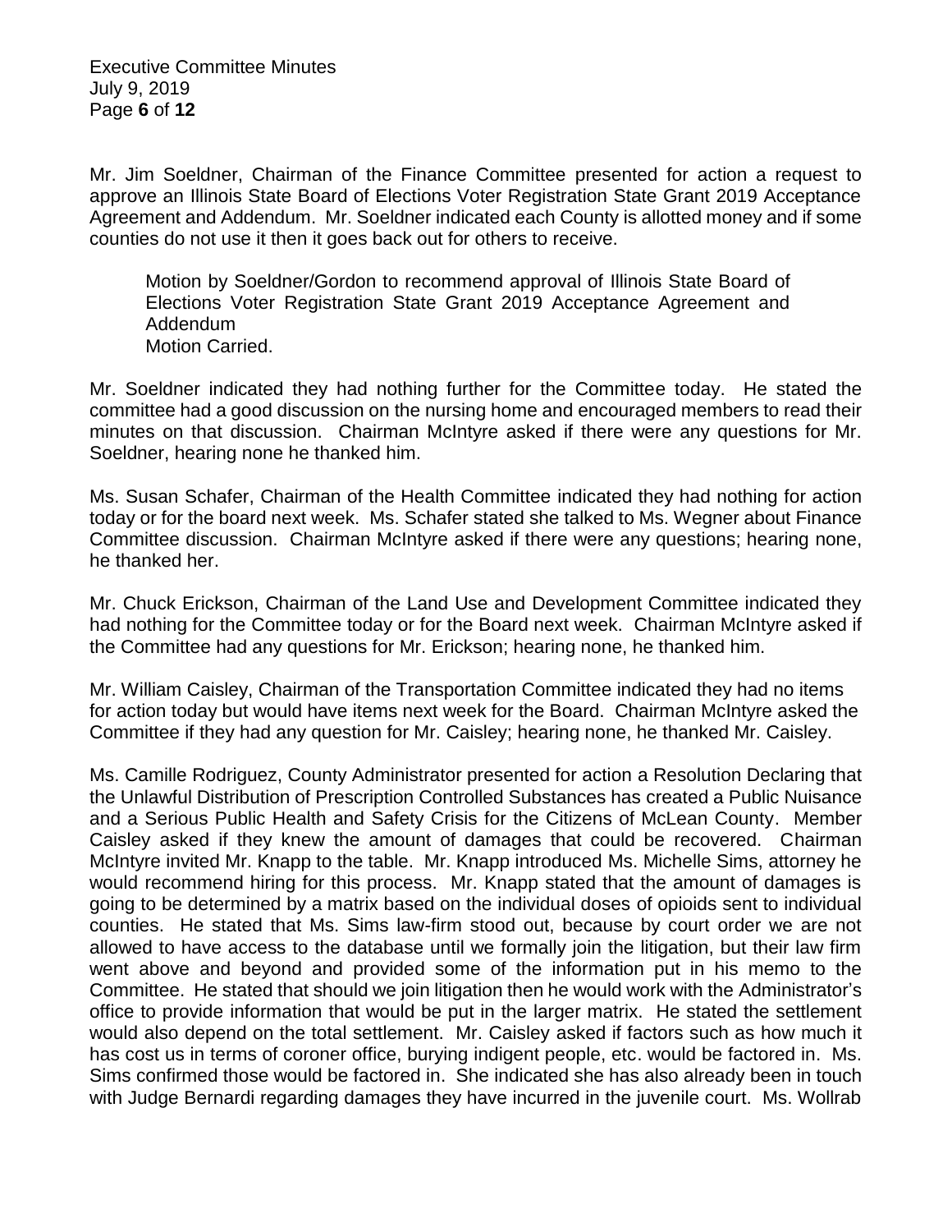Mr. Jim Soeldner, Chairman of the Finance Committee presented for action a request to approve an Illinois State Board of Elections Voter Registration State Grant 2019 Acceptance Agreement and Addendum. Mr. Soeldner indicated each County is allotted money and if some counties do not use it then it goes back out for others to receive.

> Motion by Soeldner/Gordon to recommend approval of Illinois State Board of Elections Voter Registration State Grant 2019 Acceptance Agreement and Addendum
> Motion Carried.

Mr. Soeldner indicated they had nothing further for the Committee today. He stated the committee had a good discussion on the nursing home and encouraged members to read their minutes on that discussion. Chairman McIntyre asked if there were any questions for Mr. Soeldner, hearing none he thanked him.

Ms. Susan Schafer, Chairman of the Health Committee indicated they had nothing for action today or for the board next week. Ms. Schafer stated she talked to Ms. Wegner about Finance Committee discussion. Chairman McIntyre asked if there were any questions; hearing none, he thanked her.

Mr. Chuck Erickson, Chairman of the Land Use and Development Committee indicated they had nothing for the Committee today or for the Board next week. Chairman McIntyre asked if the Committee had any questions for Mr. Erickson; hearing none, he thanked him.

Mr. William Caisley, Chairman of the Transportation Committee indicated they had no items for action today but would have items next week for the Board. Chairman McIntyre asked the Committee if they had any question for Mr. Caisley; hearing none, he thanked Mr. Caisley.

Ms. Camille Rodriguez, County Administrator presented for action a Resolution Declaring that the Unlawful Distribution of Prescription Controlled Substances has created a Public Nuisance and a Serious Public Health and Safety Crisis for the Citizens of McLean County. Member Caisley asked if they knew the amount of damages that could be recovered. Chairman McIntyre invited Mr. Knapp to the table. Mr. Knapp introduced Ms. Michelle Sims, attorney he would recommend hiring for this process. Mr. Knapp stated that the amount of damages is going to be determined by a matrix based on the individual doses of opioids sent to individual counties. He stated that Ms. Sims law-firm stood out, because by court order we are not allowed to have access to the database until we formally join the litigation, but their law firm went above and beyond and provided some of the information put in his memo to the Committee. He stated that should we join litigation then he would work with the Administrator's office to provide information that would be put in the larger matrix. He stated the settlement would also depend on the total settlement. Mr. Caisley asked if factors such as how much it has cost us in terms of coroner office, burying indigent people, etc. would be factored in. Ms. Sims confirmed those would be factored in. She indicated she has also already been in touch with Judge Bernardi regarding damages they have incurred in the juvenile court. Ms. Wollrab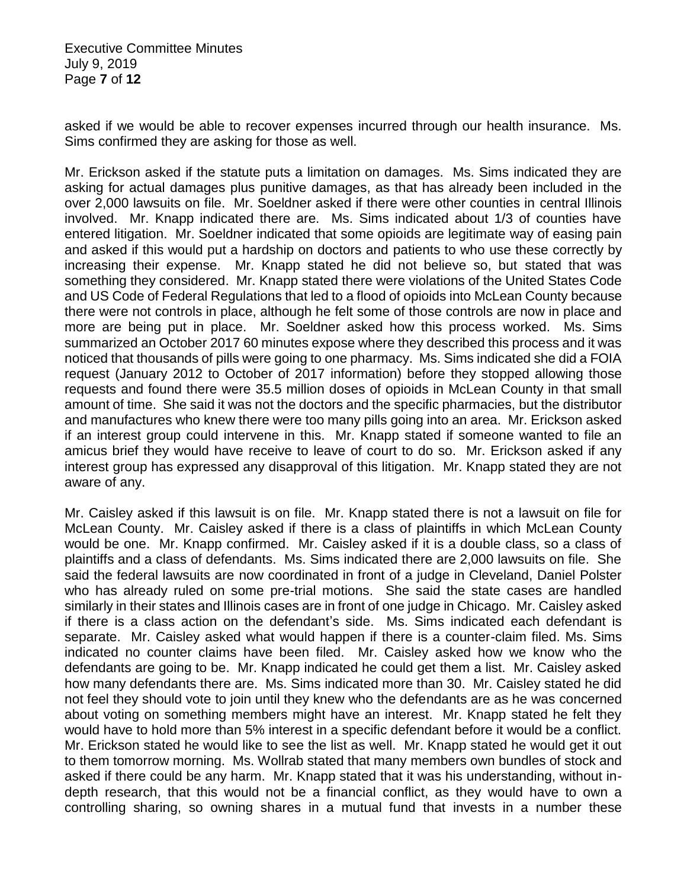asked if we would be able to recover expenses incurred through our health insurance. Ms. Sims confirmed they are asking for those as well.

Mr. Erickson asked if the statute puts a limitation on damages. Ms. Sims indicated they are asking for actual damages plus punitive damages, as that has already been included in the over 2,000 lawsuits on file. Mr. Soeldner asked if there were other counties in central Illinois involved. Mr. Knapp indicated there are. Ms. Sims indicated about 1/3 of counties have entered litigation. Mr. Soeldner indicated that some opioids are legitimate way of easing pain and asked if this would put a hardship on doctors and patients to who use these correctly by increasing their expense. Mr. Knapp stated he did not believe so, but stated that was something they considered. Mr. Knapp stated there were violations of the United States Code and US Code of Federal Regulations that led to a flood of opioids into McLean County because there were not controls in place, although he felt some of those controls are now in place and more are being put in place. Mr. Soeldner asked how this process worked. Ms. Sims summarized an October 2017 60 minutes expose where they described this process and it was noticed that thousands of pills were going to one pharmacy. Ms. Sims indicated she did a FOIA request (January 2012 to October of 2017 information) before they stopped allowing those requests and found there were 35.5 million doses of opioids in McLean County in that small amount of time. She said it was not the doctors and the specific pharmacies, but the distributor and manufactures who knew there were too many pills going into an area. Mr. Erickson asked if an interest group could intervene in this. Mr. Knapp stated if someone wanted to file an amicus brief they would have receive to leave of court to do so. Mr. Erickson asked if any interest group has expressed any disapproval of this litigation. Mr. Knapp stated they are not aware of any.

Mr. Caisley asked if this lawsuit is on file. Mr. Knapp stated there is not a lawsuit on file for McLean County. Mr. Caisley asked if there is a class of plaintiffs in which McLean County would be one. Mr. Knapp confirmed. Mr. Caisley asked if it is a double class, so a class of plaintiffs and a class of defendants. Ms. Sims indicated there are 2,000 lawsuits on file. She said the federal lawsuits are now coordinated in front of a judge in Cleveland, Daniel Polster who has already ruled on some pre-trial motions. She said the state cases are handled similarly in their states and Illinois cases are in front of one judge in Chicago. Mr. Caisley asked if there is a class action on the defendant's side. Ms. Sims indicated each defendant is separate. Mr. Caisley asked what would happen if there is a counter-claim filed. Ms. Sims indicated no counter claims have been filed. Mr. Caisley asked how we know who the defendants are going to be. Mr. Knapp indicated he could get them a list. Mr. Caisley asked how many defendants there are. Ms. Sims indicated more than 30. Mr. Caisley stated he did not feel they should vote to join until they knew who the defendants are as he was concerned about voting on something members might have an interest. Mr. Knapp stated he felt they would have to hold more than 5% interest in a specific defendant before it would be a conflict. Mr. Erickson stated he would like to see the list as well. Mr. Knapp stated he would get it out to them tomorrow morning. Ms. Wollrab stated that many members own bundles of stock and asked if there could be any harm. Mr. Knapp stated that it was his understanding, without in-depth research, that this would not be a financial conflict, as they would have to own a controlling sharing, so owning shares in a mutual fund that invests in a number these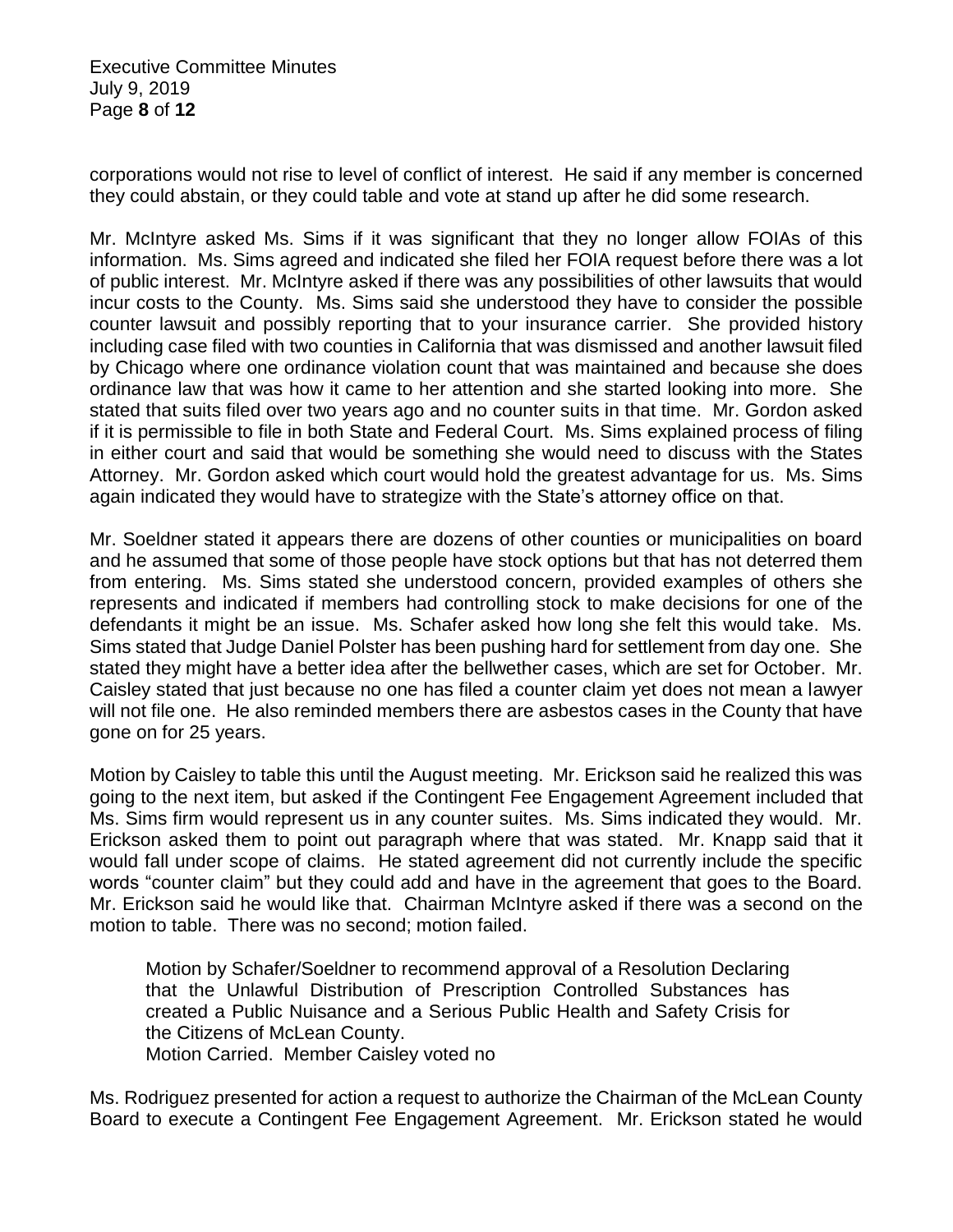corporations would not rise to level of conflict of interest. He said if any member is concerned they could abstain, or they could table and vote at stand up after he did some research.

Mr. McIntyre asked Ms. Sims if it was significant that they no longer allow FOIAs of this information. Ms. Sims agreed and indicated she filed her FOIA request before there was a lot of public interest. Mr. McIntyre asked if there was any possibilities of other lawsuits that would incur costs to the County. Ms. Sims said she understood they have to consider the possible counter lawsuit and possibly reporting that to your insurance carrier. She provided history including case filed with two counties in California that was dismissed and another lawsuit filed by Chicago where one ordinance violation count that was maintained and because she does ordinance law that was how it came to her attention and she started looking into more. She stated that suits filed over two years ago and no counter suits in that time. Mr. Gordon asked if it is permissible to file in both State and Federal Court. Ms. Sims explained process of filing in either court and said that would be something she would need to discuss with the States Attorney. Mr. Gordon asked which court would hold the greatest advantage for us. Ms. Sims again indicated they would have to strategize with the State's attorney office on that.

Mr. Soeldner stated it appears there are dozens of other counties or municipalities on board and he assumed that some of those people have stock options but that has not deterred them from entering. Ms. Sims stated she understood concern, provided examples of others she represents and indicated if members had controlling stock to make decisions for one of the defendants it might be an issue. Ms. Schafer asked how long she felt this would take. Ms. Sims stated that Judge Daniel Polster has been pushing hard for settlement from day one. She stated they might have a better idea after the bellwether cases, which are set for October. Mr. Caisley stated that just because no one has filed a counter claim yet does not mean a lawyer will not file one. He also reminded members there are asbestos cases in the County that have gone on for 25 years.

Motion by Caisley to table this until the August meeting. Mr. Erickson said he realized this was going to the next item, but asked if the Contingent Fee Engagement Agreement included that Ms. Sims firm would represent us in any counter suites. Ms. Sims indicated they would. Mr. Erickson asked them to point out paragraph where that was stated. Mr. Knapp said that it would fall under scope of claims. He stated agreement did not currently include the specific words "counter claim" but they could add and have in the agreement that goes to the Board. Mr. Erickson said he would like that. Chairman McIntyre asked if there was a second on the motion to table. There was no second; motion failed.

> Motion by Schafer/Soeldner to recommend approval of a Resolution Declaring that the Unlawful Distribution of Prescription Controlled Substances has created a Public Nuisance and a Serious Public Health and Safety Crisis for the Citizens of McLean County.
> Motion Carried. Member Caisley voted no

Ms. Rodriguez presented for action a request to authorize the Chairman of the McLean County Board to execute a Contingent Fee Engagement Agreement. Mr. Erickson stated he would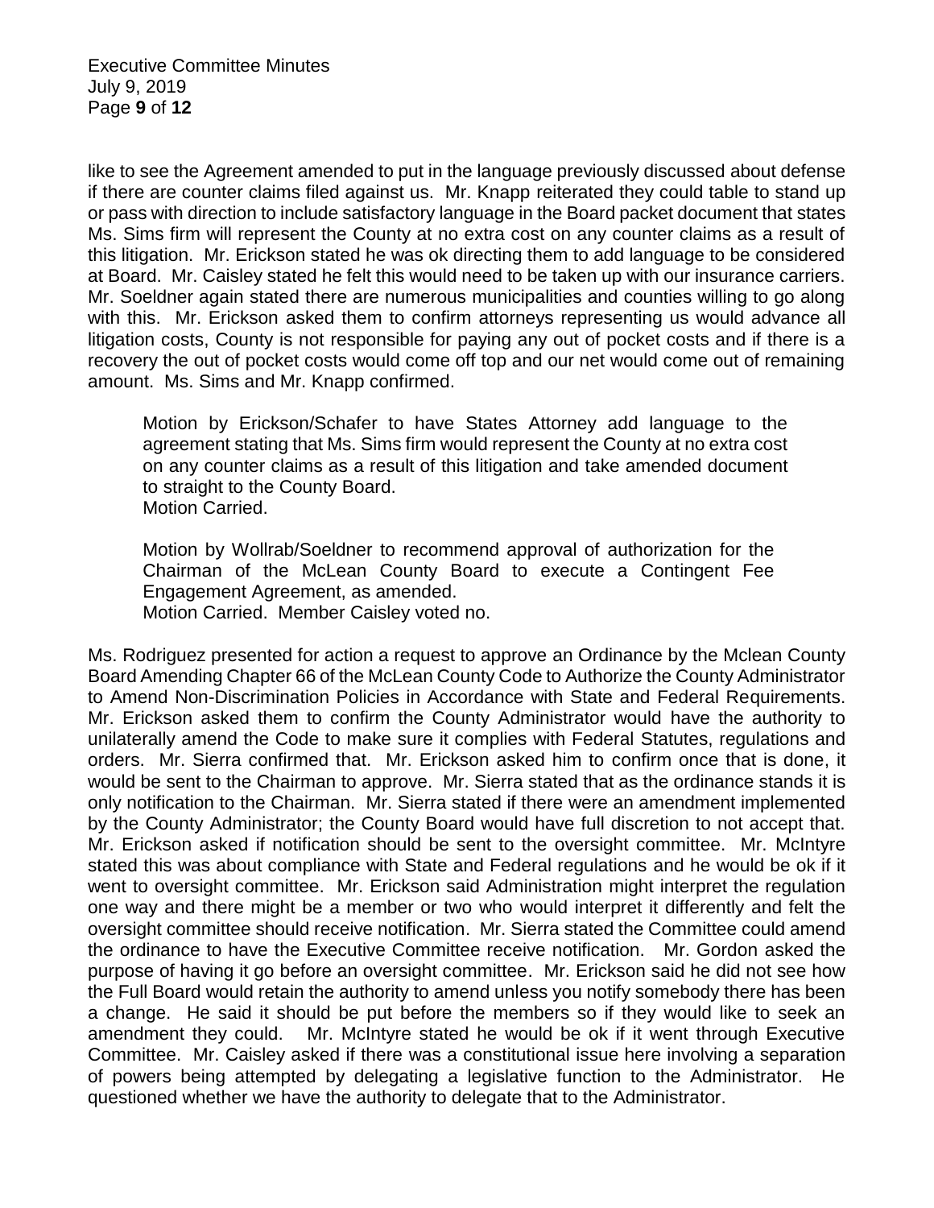like to see the Agreement amended to put in the language previously discussed about defense if there are counter claims filed against us. Mr. Knapp reiterated they could table to stand up or pass with direction to include satisfactory language in the Board packet document that states Ms. Sims firm will represent the County at no extra cost on any counter claims as a result of this litigation. Mr. Erickson stated he was ok directing them to add language to be considered at Board. Mr. Caisley stated he felt this would need to be taken up with our insurance carriers. Mr. Soeldner again stated there are numerous municipalities and counties willing to go along with this. Mr. Erickson asked them to confirm attorneys representing us would advance all litigation costs, County is not responsible for paying any out of pocket costs and if there is a recovery the out of pocket costs would come off top and our net would come out of remaining amount. Ms. Sims and Mr. Knapp confirmed.

> Motion by Erickson/Schafer to have States Attorney add language to the agreement stating that Ms. Sims firm would represent the County at no extra cost on any counter claims as a result of this litigation and take amended document to straight to the County Board.
> Motion Carried.
>
> Motion by Wollrab/Soeldner to recommend approval of authorization for the Chairman of the McLean County Board to execute a Contingent Fee Engagement Agreement, as amended.
> Motion Carried. Member Caisley voted no.

Ms. Rodriguez presented for action a request to approve an Ordinance by the Mclean County Board Amending Chapter 66 of the McLean County Code to Authorize the County Administrator to Amend Non-Discrimination Policies in Accordance with State and Federal Requirements. Mr. Erickson asked them to confirm the County Administrator would have the authority to unilaterally amend the Code to make sure it complies with Federal Statutes, regulations and orders. Mr. Sierra confirmed that. Mr. Erickson asked him to confirm once that is done, it would be sent to the Chairman to approve. Mr. Sierra stated that as the ordinance stands it is only notification to the Chairman. Mr. Sierra stated if there were an amendment implemented by the County Administrator; the County Board would have full discretion to not accept that. Mr. Erickson asked if notification should be sent to the oversight committee. Mr. McIntyre stated this was about compliance with State and Federal regulations and he would be ok if it went to oversight committee. Mr. Erickson said Administration might interpret the regulation one way and there might be a member or two who would interpret it differently and felt the oversight committee should receive notification. Mr. Sierra stated the Committee could amend the ordinance to have the Executive Committee receive notification. Mr. Gordon asked the purpose of having it go before an oversight committee. Mr. Erickson said he did not see how the Full Board would retain the authority to amend unless you notify somebody there has been a change. He said it should be put before the members so if they would like to seek an amendment they could. Mr. McIntyre stated he would be ok if it went through Executive Committee. Mr. Caisley asked if there was a constitutional issue here involving a separation of powers being attempted by delegating a legislative function to the Administrator. He questioned whether we have the authority to delegate that to the Administrator.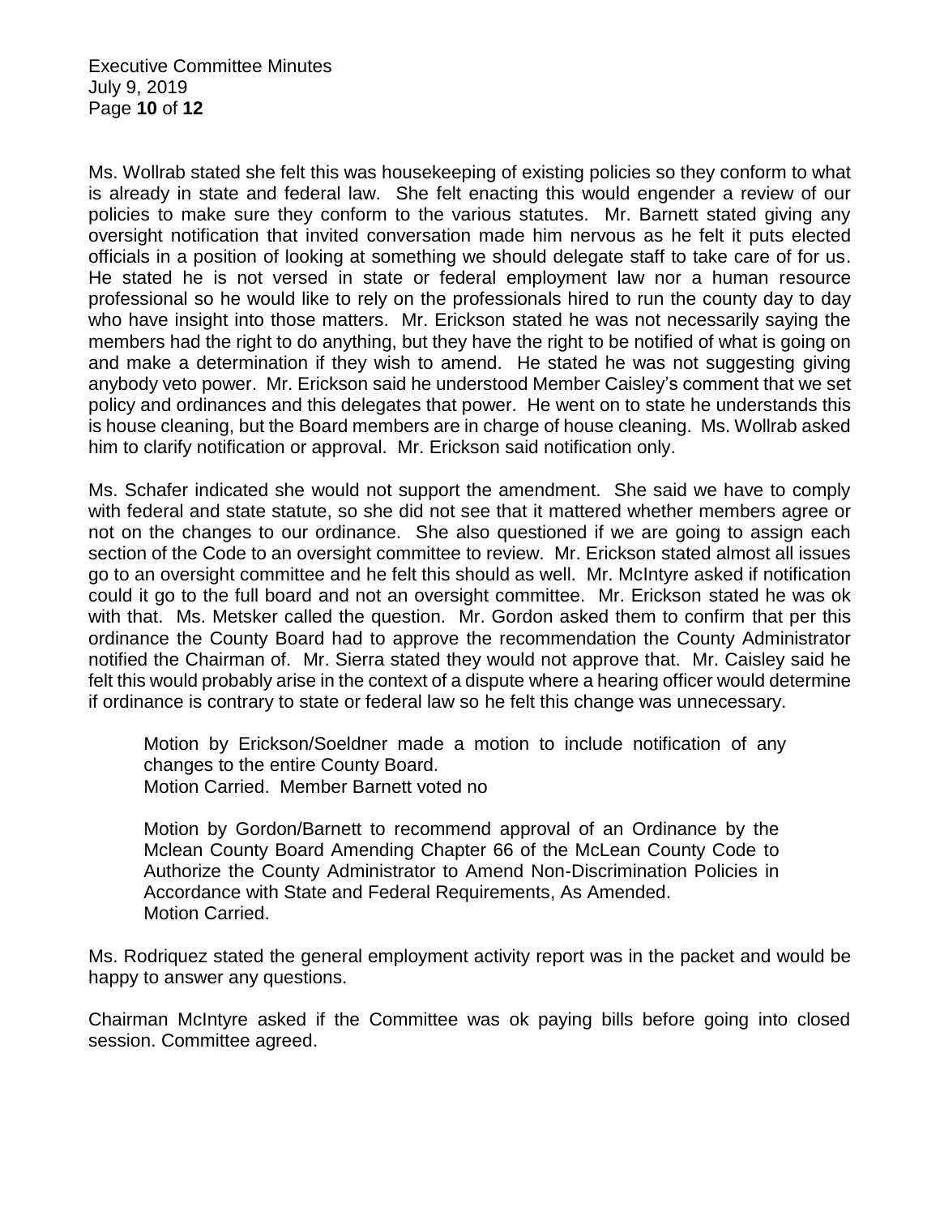Ms. Wollrab stated she felt this was housekeeping of existing policies so they conform to what is already in state and federal law. She felt enacting this would engender a review of our policies to make sure they conform to the various statutes. Mr. Barnett stated giving any oversight notification that invited conversation made him nervous as he felt it puts elected officials in a position of looking at something we should delegate staff to take care of for us. He stated he is not versed in state or federal employment law nor a human resource professional so he would like to rely on the professionals hired to run the county day to day who have insight into those matters. Mr. Erickson stated he was not necessarily saying the members had the right to do anything, but they have the right to be notified of what is going on and make a determination if they wish to amend. He stated he was not suggesting giving anybody veto power. Mr. Erickson said he understood Member Caisley's comment that we set policy and ordinances and this delegates that power. He went on to state he understands this is house cleaning, but the Board members are in charge of house cleaning. Ms. Wollrab asked him to clarify notification or approval. Mr. Erickson said notification only.

Ms. Schafer indicated she would not support the amendment. She said we have to comply with federal and state statute, so she did not see that it mattered whether members agree or not on the changes to our ordinance. She also questioned if we are going to assign each section of the Code to an oversight committee to review. Mr. Erickson stated almost all issues go to an oversight committee and he felt this should as well. Mr. McIntyre asked if notification could it go to the full board and not an oversight committee. Mr. Erickson stated he was ok with that. Ms. Metsker called the question. Mr. Gordon asked them to confirm that per this ordinance the County Board had to approve the recommendation the County Administrator notified the Chairman of. Mr. Sierra stated they would not approve that. Mr. Caisley said he felt this would probably arise in the context of a dispute where a hearing officer would determine if ordinance is contrary to state or federal law so he felt this change was unnecessary.

> Motion by Erickson/Soeldner made a motion to include notification of any changes to the entire County Board.
> Motion Carried. Member Barnett voted no

> Motion by Gordon/Barnett to recommend approval of an Ordinance by the Mclean County Board Amending Chapter 66 of the McLean County Code to Authorize the County Administrator to Amend Non-Discrimination Policies in Accordance with State and Federal Requirements, As Amended.
> Motion Carried.

Ms. Rodriquez stated the general employment activity report was in the packet and would be happy to answer any questions.

Chairman McIntyre asked if the Committee was ok paying bills before going into closed session. Committee agreed.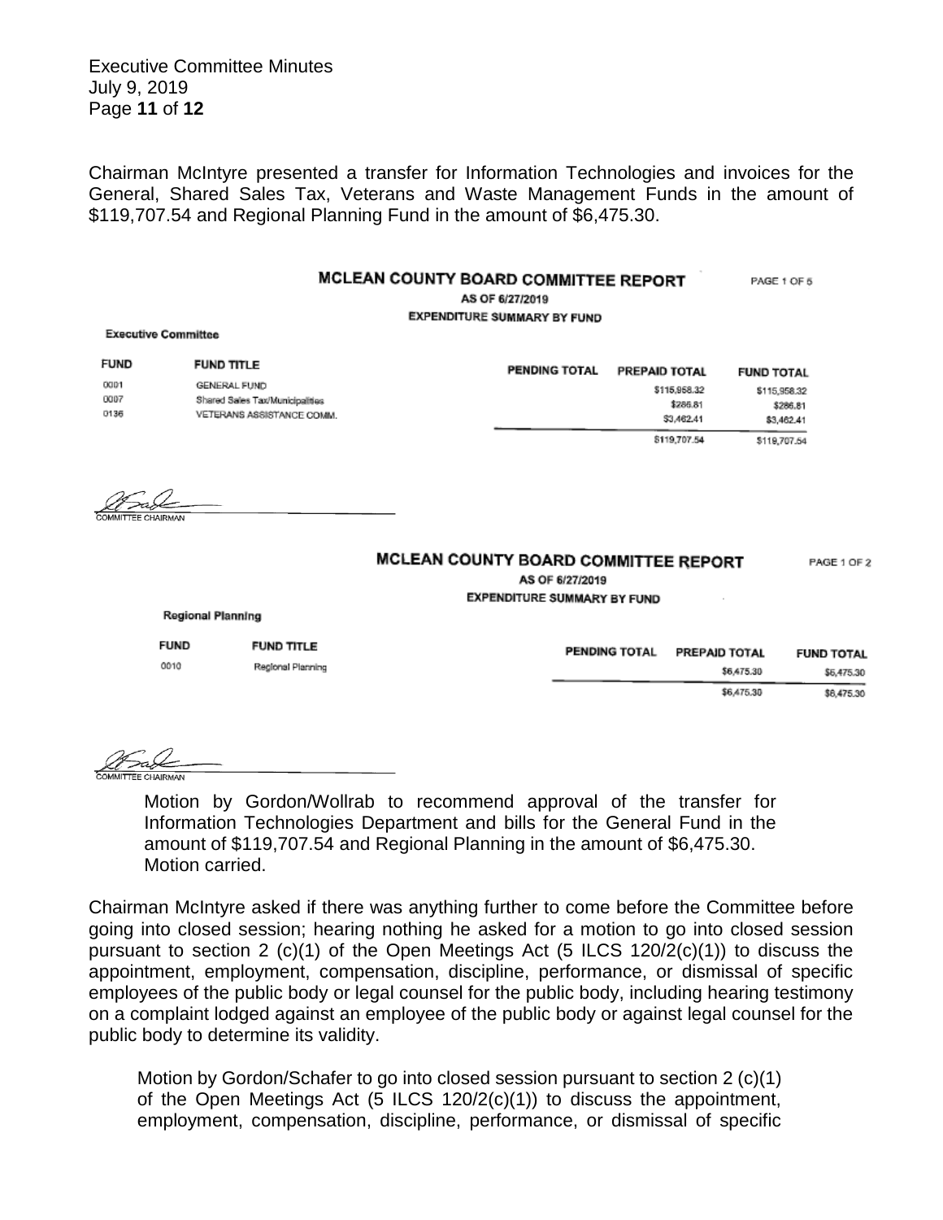Chairman McIntyre presented a transfer for Information Technologies and invoices for the General, Shared Sales Tax, Veterans and Waste Management Funds in the amount of $119,707.54 and Regional Planning Fund in the amount of $6,475.30.

**MCLEAN COUNTY BOARD COMMITTEE REPORT** PAGE 1 OF 5

AS OF 6/27/2019

EXPENDITURE SUMMARY BY FUND

**Executive Committee**

| FUND | FUND TITLE | PENDING TOTAL | PREPAID TOTAL | FUND TOTAL |
|---|---|---|---|---|
| 0001 | GENERAL FUND | | $115,958.32 | $115,958.32 |
| 0007 | Shared Sales Tax/Municipalities | | $286.81 | $286.81 |
| 0136 | VETERANS ASSISTANCE COMM. | | $3,462.41 | $3,462.41 |
| | | | $119,707.54 | $119,707.54 |

COMMITTEE CHAIRMAN

**MCLEAN COUNTY BOARD COMMITTEE REPORT** PAGE 1 OF 2

AS OF 6/27/2019

EXPENDITURE SUMMARY BY FUND

**Regional Planning**

| FUND | FUND TITLE | PENDING TOTAL | PREPAID TOTAL | FUND TOTAL |
|---|---|---|---|---|
| 0010 | Regional Planning | | $6,475.30 | $6,475.30 |
| | | | $6,475.30 | $6,475.30 |

COMMITTEE CHAIRMAN

> Motion by Gordon/Wollrab to recommend approval of the transfer for Information Technologies Department and bills for the General Fund in the amount of $119,707.54 and Regional Planning in the amount of $6,475.30.
> Motion carried.

Chairman McIntyre asked if there was anything further to come before the Committee before going into closed session; hearing nothing he asked for a motion to go into closed session pursuant to section 2 (c)(1) of the Open Meetings Act (5 ILCS 120/2(c)(1)) to discuss the appointment, employment, compensation, discipline, performance, or dismissal of specific employees of the public body or legal counsel for the public body, including hearing testimony on a complaint lodged against an employee of the public body or against legal counsel for the public body to determine its validity.

> Motion by Gordon/Schafer to go into closed session pursuant to section 2 (c)(1) of the Open Meetings Act (5 ILCS 120/2(c)(1)) to discuss the appointment, employment, compensation, discipline, performance, or dismissal of specific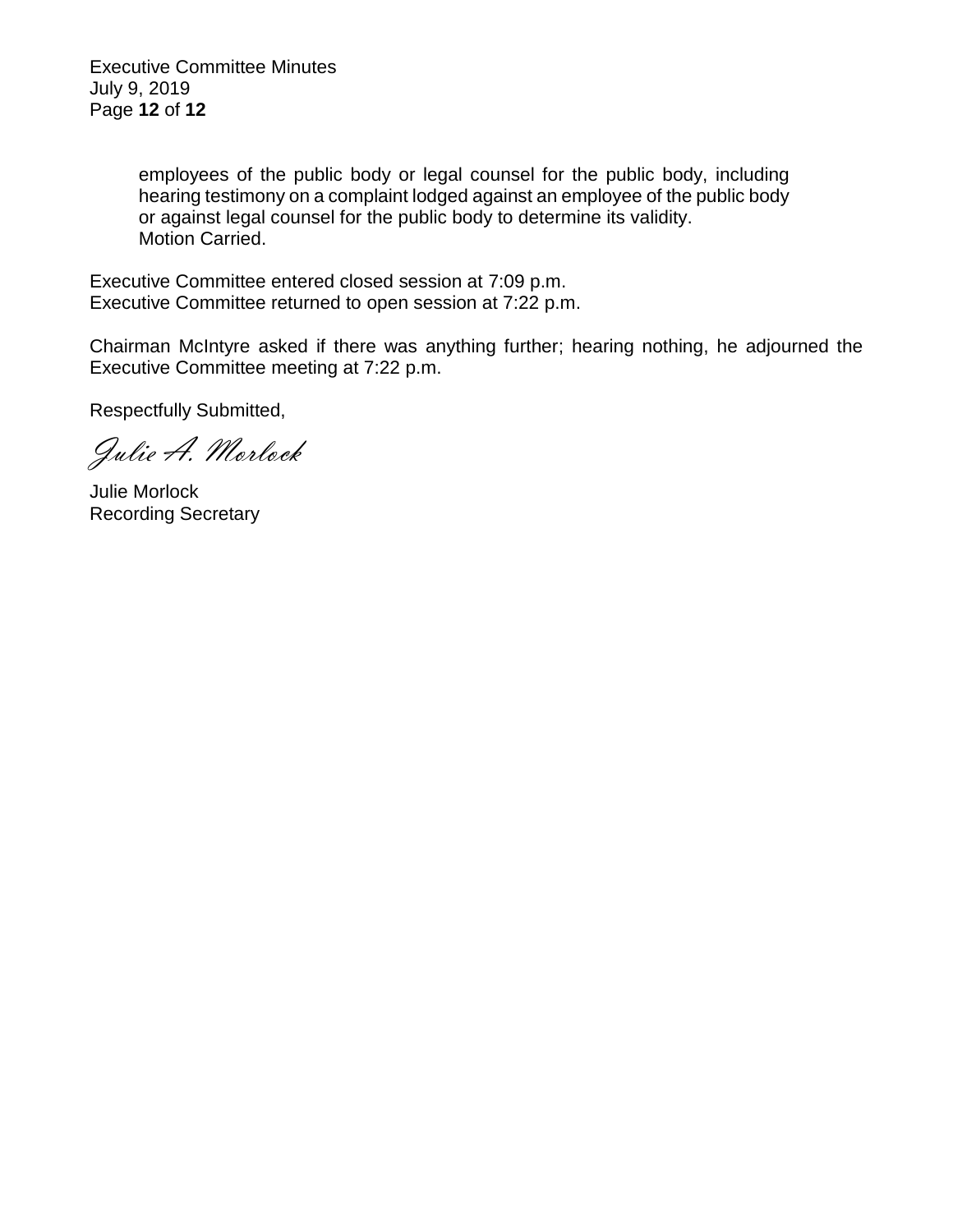employees of the public body or legal counsel for the public body, including hearing testimony on a complaint lodged against an employee of the public body or against legal counsel for the public body to determine its validity.
Motion Carried.

Executive Committee entered closed session at 7:09 p.m.
Executive Committee returned to open session at 7:22 p.m.

Chairman McIntyre asked if there was anything further; hearing nothing, he adjourned the Executive Committee meeting at 7:22 p.m.

Respectfully Submitted,

*Julie A. Morlock*

Julie Morlock
Recording Secretary